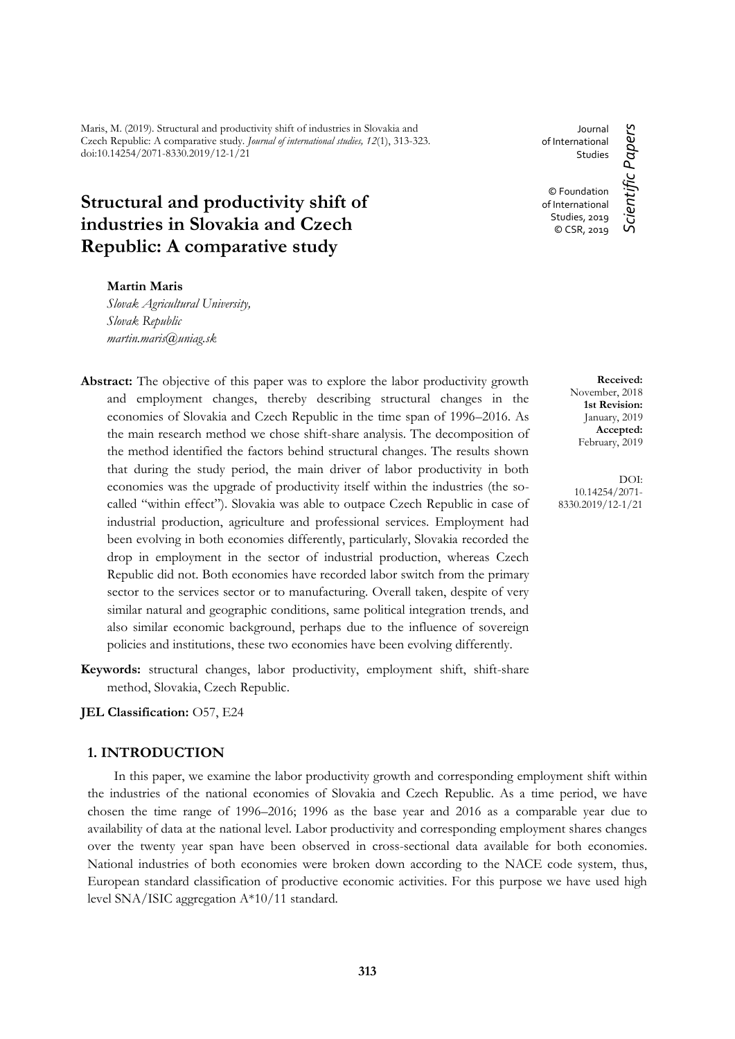Maris, M. (2019). Structural and productivity shift of industries in Slovakia and Czech Republic: A comparative study. *Journal of international studies, 12*(1), 313-323. doi:10.14254/2071-8330.2019/12-1/21

Journal of International Studies

© Foundation of International Studies, 2019
© CSR, 2019

*Scientific Papers*

# Structural and productivity shift of industries in Slovakia and Czech Republic: A comparative study

**Martin Maris**
*Slovak Agricultural University,*
*Slovak Republic*
*martin.maris@uniag.sk*

**Received:** November, 2018
**1st Revision:** January, 2019
**Accepted:** February, 2019

DOI: 10.14254/2071-8330.2019/12-1/21

**Abstract:** The objective of this paper was to explore the labor productivity growth and employment changes, thereby describing structural changes in the economies of Slovakia and Czech Republic in the time span of 1996–2016. As the main research method we chose shift-share analysis. The decomposition of the method identified the factors behind structural changes. The results shown that during the study period, the main driver of labor productivity in both economies was the upgrade of productivity itself within the industries (the so-called "within effect"). Slovakia was able to outpace Czech Republic in case of industrial production, agriculture and professional services. Employment had been evolving in both economies differently, particularly, Slovakia recorded the drop in employment in the sector of industrial production, whereas Czech Republic did not. Both economies have recorded labor switch from the primary sector to the services sector or to manufacturing. Overall taken, despite of very similar natural and geographic conditions, same political integration trends, and also similar economic background, perhaps due to the influence of sovereign policies and institutions, these two economies have been evolving differently.

**Keywords:** structural changes, labor productivity, employment shift, shift-share method, Slovakia, Czech Republic.

**JEL Classification:** O57, E24

## 1. INTRODUCTION

In this paper, we examine the labor productivity growth and corresponding employment shift within the industries of the national economies of Slovakia and Czech Republic. As a time period, we have chosen the time range of 1996–2016; 1996 as the base year and 2016 as a comparable year due to availability of data at the national level. Labor productivity and corresponding employment shares changes over the twenty year span have been observed in cross-sectional data available for both economies. National industries of both economies were broken down according to the NACE code system, thus, European standard classification of productive economic activities. For this purpose we have used high level SNA/ISIC aggregation A*10/11 standard.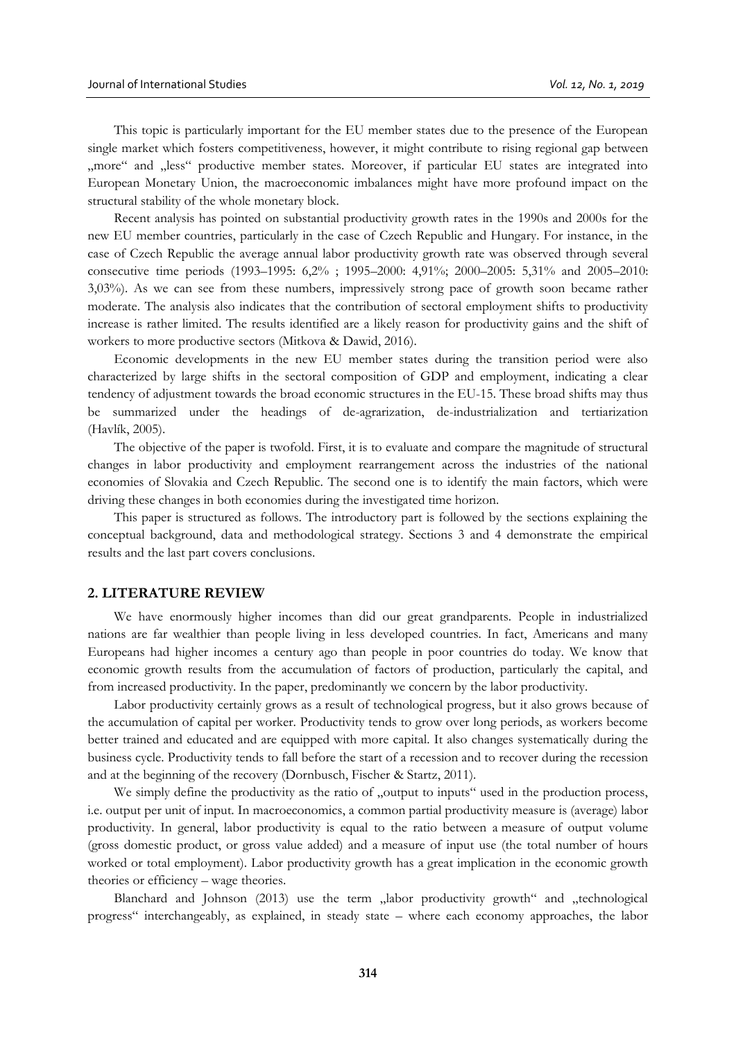This topic is particularly important for the EU member states due to the presence of the European single market which fosters competitiveness, however, it might contribute to rising regional gap between „more" and „less" productive member states. Moreover, if particular EU states are integrated into European Monetary Union, the macroeconomic imbalances might have more profound impact on the structural stability of the whole monetary block.

Recent analysis has pointed on substantial productivity growth rates in the 1990s and 2000s for the new EU member countries, particularly in the case of Czech Republic and Hungary. For instance, in the case of Czech Republic the average annual labor productivity growth rate was observed through several consecutive time periods (1993–1995: 6,2% ; 1995–2000: 4,91%; 2000–2005: 5,31% and 2005–2010: 3,03%). As we can see from these numbers, impressively strong pace of growth soon became rather moderate. The analysis also indicates that the contribution of sectoral employment shifts to productivity increase is rather limited. The results identified are a likely reason for productivity gains and the shift of workers to more productive sectors (Mitkova & Dawid, 2016).

Economic developments in the new EU member states during the transition period were also characterized by large shifts in the sectoral composition of GDP and employment, indicating a clear tendency of adjustment towards the broad economic structures in the EU-15. These broad shifts may thus be summarized under the headings of de-agrarization, de-industrialization and tertiarization (Havlík, 2005).

The objective of the paper is twofold. First, it is to evaluate and compare the magnitude of structural changes in labor productivity and employment rearrangement across the industries of the national economies of Slovakia and Czech Republic. The second one is to identify the main factors, which were driving these changes in both economies during the investigated time horizon.

This paper is structured as follows. The introductory part is followed by the sections explaining the conceptual background, data and methodological strategy. Sections 3 and 4 demonstrate the empirical results and the last part covers conclusions.

## 2. LITERATURE REVIEW

We have enormously higher incomes than did our great grandparents. People in industrialized nations are far wealthier than people living in less developed countries. In fact, Americans and many Europeans had higher incomes a century ago than people in poor countries do today. We know that economic growth results from the accumulation of factors of production, particularly the capital, and from increased productivity. In the paper, predominantly we concern by the labor productivity.

Labor productivity certainly grows as a result of technological progress, but it also grows because of the accumulation of capital per worker. Productivity tends to grow over long periods, as workers become better trained and educated and are equipped with more capital. It also changes systematically during the business cycle. Productivity tends to fall before the start of a recession and to recover during the recession and at the beginning of the recovery (Dornbusch, Fischer & Startz, 2011).

We simply define the productivity as the ratio of „output to inputs" used in the production process, i.e. output per unit of input. In macroeconomics, a common partial productivity measure is (average) labor productivity. In general, labor productivity is equal to the ratio between a measure of output volume (gross domestic product, or gross value added) and a measure of input use (the total number of hours worked or total employment). Labor productivity growth has a great implication in the economic growth theories or efficiency – wage theories.

Blanchard and Johnson (2013) use the term „labor productivity growth" and „technological progress" interchangeably, as explained, in steady state – where each economy approaches, the labor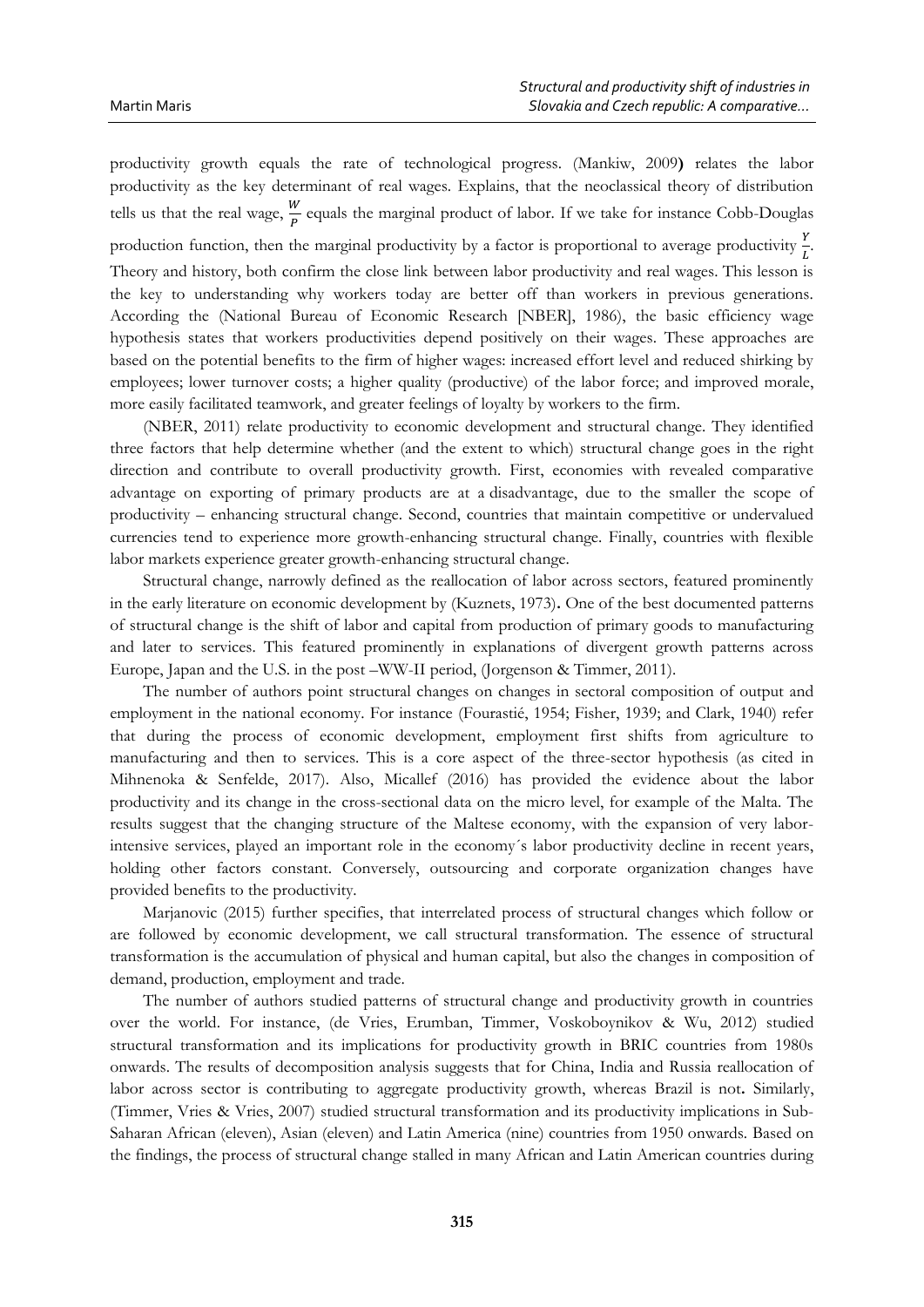productivity growth equals the rate of technological progress. (Mankiw, 2009**)** relates the labor productivity as the key determinant of real wages. Explains, that the neoclassical theory of distribution tells us that the real wage, $\frac{W}{P}$ equals the marginal product of labor. If we take for instance Cobb-Douglas production function, then the marginal productivity by a factor is proportional to average productivity $\frac{Y}{L}$. Theory and history, both confirm the close link between labor productivity and real wages. This lesson is the key to understanding why workers today are better off than workers in previous generations. According the (National Bureau of Economic Research [NBER], 1986), the basic efficiency wage hypothesis states that workers productivities depend positively on their wages. These approaches are based on the potential benefits to the firm of higher wages: increased effort level and reduced shirking by employees; lower turnover costs; a higher quality (productive) of the labor force; and improved morale, more easily facilitated teamwork, and greater feelings of loyalty by workers to the firm.

(NBER, 2011) relate productivity to economic development and structural change. They identified three factors that help determine whether (and the extent to which) structural change goes in the right direction and contribute to overall productivity growth. First, economies with revealed comparative advantage on exporting of primary products are at a disadvantage, due to the smaller the scope of productivity – enhancing structural change. Second, countries that maintain competitive or undervalued currencies tend to experience more growth-enhancing structural change. Finally, countries with flexible labor markets experience greater growth-enhancing structural change.

Structural change, narrowly defined as the reallocation of labor across sectors, featured prominently in the early literature on economic development by (Kuznets, 1973)**.** One of the best documented patterns of structural change is the shift of labor and capital from production of primary goods to manufacturing and later to services. This featured prominently in explanations of divergent growth patterns across Europe, Japan and the U.S. in the post –WW-II period, (Jorgenson & Timmer, 2011).

The number of authors point structural changes on changes in sectoral composition of output and employment in the national economy. For instance (Fourastié, 1954; Fisher, 1939; and Clark, 1940) refer that during the process of economic development, employment first shifts from agriculture to manufacturing and then to services. This is a core aspect of the three-sector hypothesis (as cited in Mihnenoka & Senfelde, 2017). Also, Micallef (2016) has provided the evidence about the labor productivity and its change in the cross-sectional data on the micro level, for example of the Malta. The results suggest that the changing structure of the Maltese economy, with the expansion of very labor-intensive services, played an important role in the economy´s labor productivity decline in recent years, holding other factors constant. Conversely, outsourcing and corporate organization changes have provided benefits to the productivity.

Marjanovic (2015) further specifies, that interrelated process of structural changes which follow or are followed by economic development, we call structural transformation. The essence of structural transformation is the accumulation of physical and human capital, but also the changes in composition of demand, production, employment and trade.

The number of authors studied patterns of structural change and productivity growth in countries over the world. For instance, (de Vries, Erumban, Timmer, Voskoboynikov & Wu, 2012) studied structural transformation and its implications for productivity growth in BRIC countries from 1980s onwards. The results of decomposition analysis suggests that for China, India and Russia reallocation of labor across sector is contributing to aggregate productivity growth, whereas Brazil is not**.** Similarly, (Timmer, Vries & Vries, 2007) studied structural transformation and its productivity implications in Sub-Saharan African (eleven), Asian (eleven) and Latin America (nine) countries from 1950 onwards. Based on the findings, the process of structural change stalled in many African and Latin American countries during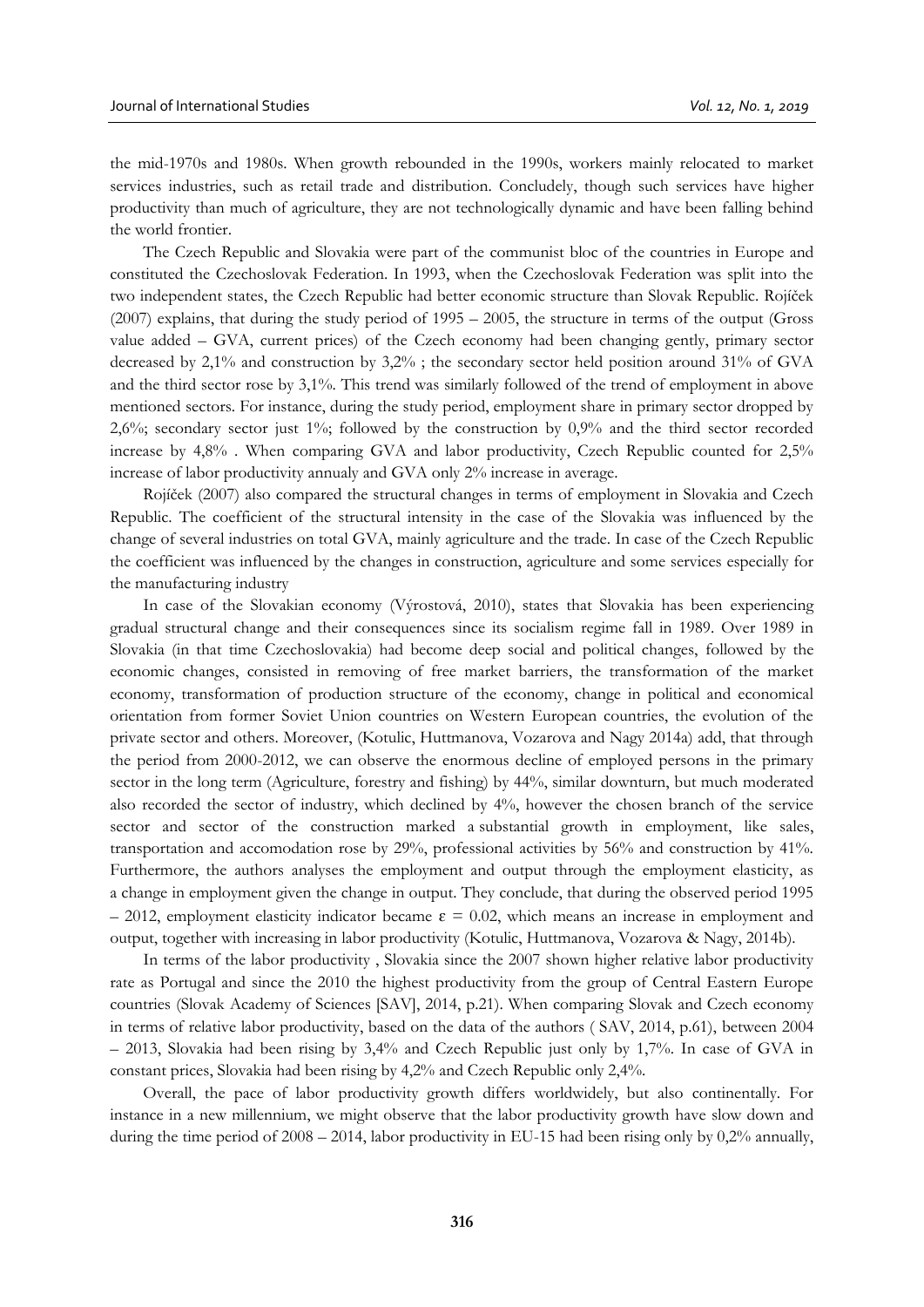the mid-1970s and 1980s. When growth rebounded in the 1990s, workers mainly relocated to market services industries, such as retail trade and distribution. Concludely, though such services have higher productivity than much of agriculture, they are not technologically dynamic and have been falling behind the world frontier.

The Czech Republic and Slovakia were part of the communist bloc of the countries in Europe and constituted the Czechoslovak Federation. In 1993, when the Czechoslovak Federation was split into the two independent states, the Czech Republic had better economic structure than Slovak Republic. Rojíček (2007) explains, that during the study period of 1995 – 2005, the structure in terms of the output (Gross value added – GVA, current prices) of the Czech economy had been changing gently, primary sector decreased by 2,1% and construction by 3,2% ; the secondary sector held position around 31% of GVA and the third sector rose by 3,1%. This trend was similarly followed of the trend of employment in above mentioned sectors. For instance, during the study period, employment share in primary sector dropped by 2,6%; secondary sector just 1%; followed by the construction by 0,9% and the third sector recorded increase by 4,8% . When comparing GVA and labor productivity, Czech Republic counted for 2,5% increase of labor productivity annualy and GVA only 2% increase in average.

Rojíček (2007) also compared the structural changes in terms of employment in Slovakia and Czech Republic. The coefficient of the structural intensity in the case of the Slovakia was influenced by the change of several industries on total GVA, mainly agriculture and the trade. In case of the Czech Republic the coefficient was influenced by the changes in construction, agriculture and some services especially for the manufacturing industry

In case of the Slovakian economy (Výrostová, 2010), states that Slovakia has been experiencing gradual structural change and their consequences since its socialism regime fall in 1989. Over 1989 in Slovakia (in that time Czechoslovakia) had become deep social and political changes, followed by the economic changes, consisted in removing of free market barriers, the transformation of the market economy, transformation of production structure of the economy, change in political and economical orientation from former Soviet Union countries on Western European countries, the evolution of the private sector and others. Moreover, (Kotulic, Huttmanova, Vozarova and Nagy 2014a) add, that through the period from 2000-2012, we can observe the enormous decline of employed persons in the primary sector in the long term (Agriculture, forestry and fishing) by 44%, similar downturn, but much moderated also recorded the sector of industry, which declined by 4%, however the chosen branch of the service sector and sector of the construction marked a substantial growth in employment, like sales, transportation and accomodation rose by 29%, professional activities by 56% and construction by 41%. Furthermore, the authors analyses the employment and output through the employment elasticity, as a change in employment given the change in output. They conclude, that during the observed period 1995 – 2012, employment elasticity indicator became $\varepsilon = 0.02$, which means an increase in employment and output, together with increasing in labor productivity (Kotulic, Huttmanova, Vozarova & Nagy, 2014b).

In terms of the labor productivity , Slovakia since the 2007 shown higher relative labor productivity rate as Portugal and since the 2010 the highest productivity from the group of Central Eastern Europe countries (Slovak Academy of Sciences [SAV], 2014, p.21). When comparing Slovak and Czech economy in terms of relative labor productivity, based on the data of the authors ( SAV, 2014, p.61), between 2004 – 2013, Slovakia had been rising by 3,4% and Czech Republic just only by 1,7%. In case of GVA in constant prices, Slovakia had been rising by 4,2% and Czech Republic only 2,4%.

Overall, the pace of labor productivity growth differs worldwidely, but also continentally. For instance in a new millennium, we might observe that the labor productivity growth have slow down and during the time period of 2008 – 2014, labor productivity in EU-15 had been rising only by 0,2% annually,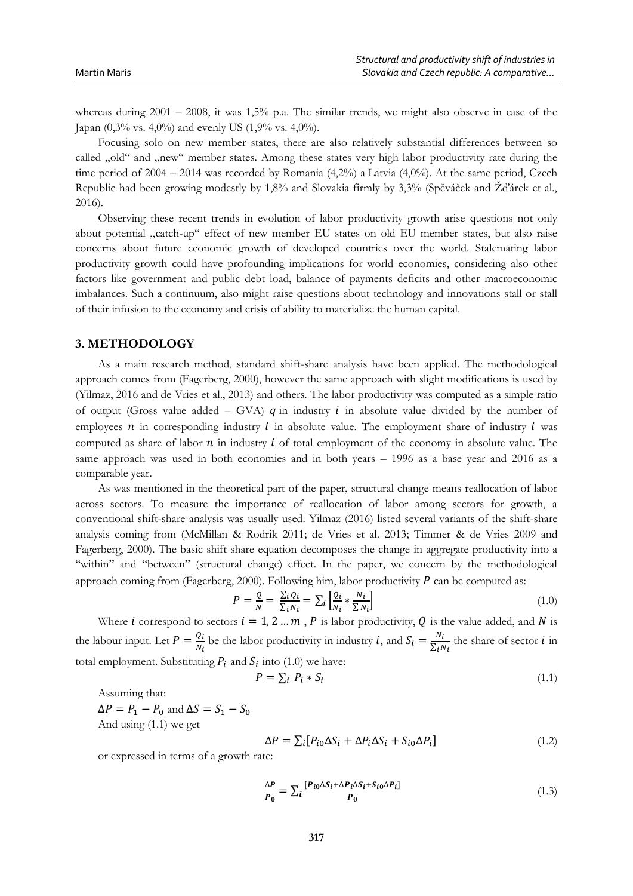whereas during 2001 – 2008, it was 1,5% p.a. The similar trends, we might also observe in case of the Japan (0,3% vs. 4,0%) and evenly US (1,9% vs. 4,0%).

Focusing solo on new member states, there are also relatively substantial differences between so called „old" and „new" member states. Among these states very high labor productivity rate during the time period of 2004 – 2014 was recorded by Romania (4,2%) a Latvia (4,0%). At the same period, Czech Republic had been growing modestly by 1,8% and Slovakia firmly by 3,3% (Spěváček and Žďárek et al., 2016).

Observing these recent trends in evolution of labor productivity growth arise questions not only about potential „catch-up" effect of new member EU states on old EU member states, but also raise concerns about future economic growth of developed countries over the world. Stalemating labor productivity growth could have profounding implications for world economies, considering also other factors like government and public debt load, balance of payments deficits and other macroeconomic imbalances. Such a continuum, also might raise questions about technology and innovations stall or stall of their infusion to the economy and crisis of ability to materialize the human capital.

## 3. METHODOLOGY

As a main research method, standard shift-share analysis have been applied. The methodological approach comes from (Fagerberg, 2000), however the same approach with slight modifications is used by (Yilmaz, 2016 and de Vries et al., 2013) and others. The labor productivity was computed as a simple ratio of output (Gross value added – GVA) $q$ in industry $i$ in absolute value divided by the number of employees $n$ in corresponding industry $i$ in absolute value. The employment share of industry $i$ was computed as share of labor $n$ in industry $i$ of total employment of the economy in absolute value. The same approach was used in both economies and in both years – 1996 as a base year and 2016 as a comparable year.

As was mentioned in the theoretical part of the paper, structural change means reallocation of labor across sectors. To measure the importance of reallocation of labor among sectors for growth, a conventional shift-share analysis was usually used. Yilmaz (2016) listed several variants of the shift-share analysis coming from (McMillan & Rodrik 2011; de Vries et al. 2013; Timmer & de Vries 2009 and Fagerberg, 2000). The basic shift share equation decomposes the change in aggregate productivity into a "within" and "between" (structural change) effect. In the paper, we concern by the methodological approach coming from (Fagerberg, 2000). Following him, labor productivity $P$ can be computed as:

$$P = \frac{Q}{N} = \frac{\sum_i Q_i}{\sum_i N_i} = \sum_i \left[\frac{Q_i}{N_i} * \frac{N_i}{\sum N_i}\right] \tag{1.0}$$

Where $i$ correspond to sectors $i = 1, 2 \dots m$ , $P$ is labor productivity, $Q$ is the value added, and $N$ is the labour input. Let $P = \frac{Q_i}{N_i}$ be the labor productivity in industry $i$, and $S_i = \frac{N_i}{\sum_i N_i}$ the share of sector $i$ in total employment. Substituting $P_i$ and $S_i$ into (1.0) we have:

$$P = \sum_i P_i * S_i \tag{1.1}$$

Assuming that:

$\Delta P = P_1 - P_0$ and $\Delta S = S_1 - S_0$

And using (1.1) we get

$$\Delta P = \sum_i [P_{i0}\Delta S_i + \Delta P_i \Delta S_i + S_{i0}\Delta P_i] \tag{1.2}$$

or expressed in terms of a growth rate:

$$\frac{\Delta P}{P_0} = \sum_i \frac{[P_{i0}\Delta S_i + \Delta P_i \Delta S_i + S_{i0}\Delta P_i]}{P_0} \tag{1.3}$$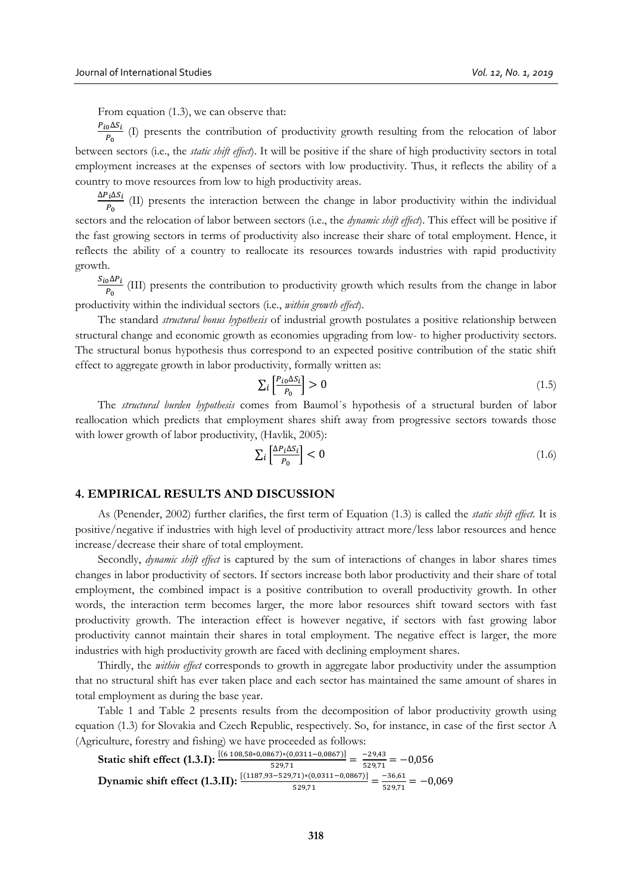From equation (1.3), we can observe that:

$\frac{P_{i0}\Delta S_i}{P_0}$ (I) presents the contribution of productivity growth resulting from the relocation of labor between sectors (i.e., the *static shift effect*). It will be positive if the share of high productivity sectors in total employment increases at the expenses of sectors with low productivity. Thus, it reflects the ability of a country to move resources from low to high productivity areas.

$\frac{\Delta P_i \Delta S_i}{P_0}$ (II) presents the interaction between the change in labor productivity within the individual sectors and the relocation of labor between sectors (i.e., the *dynamic shift effect*). This effect will be positive if the fast growing sectors in terms of productivity also increase their share of total employment. Hence, it reflects the ability of a country to reallocate its resources towards industries with rapid productivity growth.

$\frac{S_{i0}\Delta P_i}{P_0}$ (III) presents the contribution to productivity growth which results from the change in labor productivity within the individual sectors (i.e., *within growth effect*).

The standard *structural bonus hypothesis* of industrial growth postulates a positive relationship between structural change and economic growth as economies upgrading from low- to higher productivity sectors. The structural bonus hypothesis thus correspond to an expected positive contribution of the static shift effect to aggregate growth in labor productivity, formally written as:

$$\sum_i \left[\frac{P_{i0}\Delta S_i}{P_0}\right] > 0 \tag{1.5}$$

The *structural burden hypothesis* comes from Baumol´s hypothesis of a structural burden of labor reallocation which predicts that employment shares shift away from progressive sectors towards those with lower growth of labor productivity, (Havlik, 2005):

$$\sum_i \left[\frac{\Delta P_i \Delta S_i}{P_0}\right] < 0 \tag{1.6}$$

## 4. EMPIRICAL RESULTS AND DISCUSSION

As (Penender, 2002) further clarifies, the first term of Equation (1.3) is called the *static shift effect*. It is positive/negative if industries with high level of productivity attract more/less labor resources and hence increase/decrease their share of total employment.

Secondly, *dynamic shift effect* is captured by the sum of interactions of changes in labor shares times changes in labor productivity of sectors. If sectors increase both labor productivity and their share of total employment, the combined impact is a positive contribution to overall productivity growth. In other words, the interaction term becomes larger, the more labor resources shift toward sectors with fast productivity growth. The interaction effect is however negative, if sectors with fast growing labor productivity cannot maintain their shares in total employment. The negative effect is larger, the more industries with high productivity growth are faced with declining employment shares.

Thirdly, the *within effect* corresponds to growth in aggregate labor productivity under the assumption that no structural shift has ever taken place and each sector has maintained the same amount of shares in total employment as during the base year.

Table 1 and Table 2 presents results from the decomposition of labor productivity growth using equation (1.3) for Slovakia and Czech Republic, respectively. So, for instance, in case of the first sector A (Agriculture, forestry and fishing) we have proceeded as follows:

**Static shift effect (1.3.I):** $\frac{[(6\,108{,}58*0{,}0867)*(0{,}0311-0{,}0867)]}{529{,}71} = \frac{-29{,}43}{529{,}71} = -0{,}056$

**Dynamic shift effect (1.3.II):** $\frac{[(1187{,}93-529{,}71)*(0{,}0311-0{,}0867)]}{529{,}71} = \frac{-36{,}61}{529{,}71} = -0{,}069$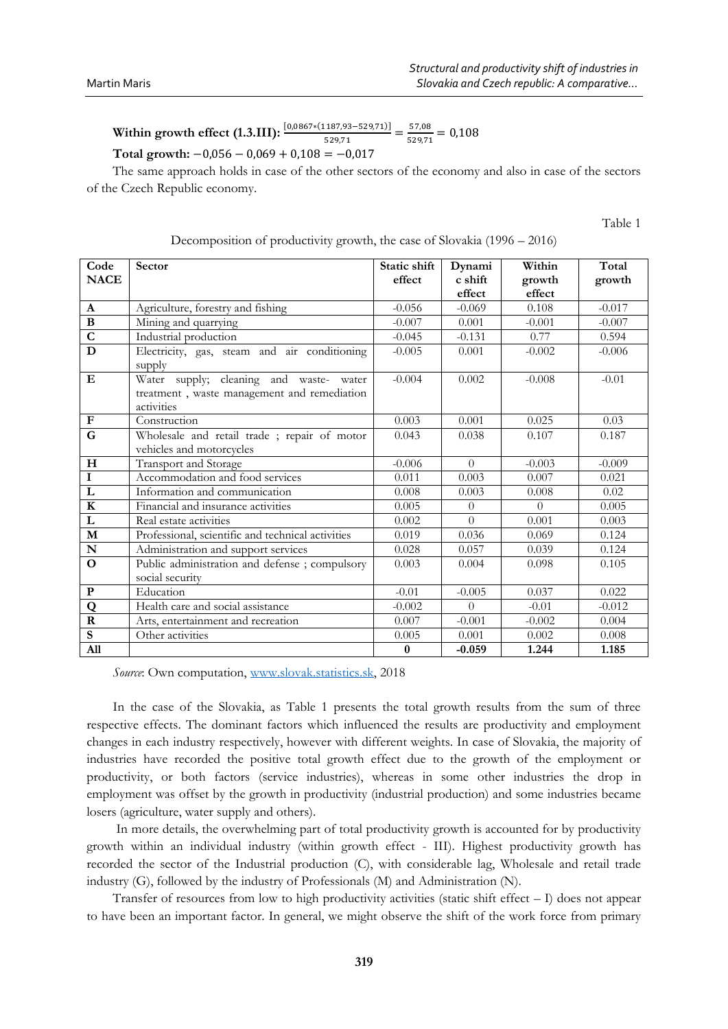**Within growth effect (1.3.III):** $\frac{[0{,}0867*(1187{,}93-529{,}71)]}{529{,}71} = \frac{57{,}08}{529{,}71} = 0{,}108$

**Total growth:** $-0{,}056 - 0{,}069 + 0{,}108 = -0{,}017$

The same approach holds in case of the other sectors of the economy and also in case of the sectors of the Czech Republic economy.

Table 1

Decomposition of productivity growth, the case of Slovakia (1996 – 2016)

| Code NACE | Sector | Static shift effect | Dynamic shift effect | Within growth effect | Total growth |
|---|---|---|---|---|---|
| **A** | Agriculture, forestry and fishing | -0.056 | -0.069 | 0.108 | -0.017 |
| **B** | Mining and quarrying | -0.007 | 0.001 | -0.001 | -0.007 |
| **C** | Industrial production | -0.045 | -0.131 | 0.77 | 0.594 |
| **D** | Electricity, gas, steam and air conditioning supply | -0.005 | 0.001 | -0.002 | -0.006 |
| **E** | Water supply; cleaning and waste- water treatment , waste management and remediation activities | -0.004 | 0.002 | -0.008 | -0.01 |
| **F** | Construction | 0.003 | 0.001 | 0.025 | 0.03 |
| **G** | Wholesale and retail trade ; repair of motor vehicles and motorcycles | 0.043 | 0.038 | 0.107 | 0.187 |
| **H** | Transport and Storage | -0.006 | 0 | -0.003 | -0.009 |
| **I** | Accommodation and food services | 0.011 | 0.003 | 0.007 | 0.021 |
| **L** | Information and communication | 0.008 | 0.003 | 0.008 | 0.02 |
| **K** | Financial and insurance activities | 0.005 | 0 | 0 | 0.005 |
| **L** | Real estate activities | 0.002 | 0 | 0.001 | 0.003 |
| **M** | Professional, scientific and technical activities | 0.019 | 0.036 | 0.069 | 0.124 |
| **N** | Administration and support services | 0.028 | 0.057 | 0.039 | 0.124 |
| **O** | Public administration and defense ; compulsory social security | 0.003 | 0.004 | 0.098 | 0.105 |
| **P** | Education | -0.01 | -0.005 | 0.037 | 0.022 |
| **Q** | Health care and social assistance | -0.002 | 0 | -0.01 | -0.012 |
| **R** | Arts, entertainment and recreation | 0.007 | -0.001 | -0.002 | 0.004 |
| **S** | Other activities | 0.005 | 0.001 | 0.002 | 0.008 |
| **All** | | **0** | **-0.059** | **1.244** | **1.185** |

*Source*: Own computation, www.slovak.statistics.sk, 2018

In the case of the Slovakia, as Table 1 presents the total growth results from the sum of three respective effects. The dominant factors which influenced the results are productivity and employment changes in each industry respectively, however with different weights. In case of Slovakia, the majority of industries have recorded the positive total growth effect due to the growth of the employment or productivity, or both factors (service industries), whereas in some other industries the drop in employment was offset by the growth in productivity (industrial production) and some industries became losers (agriculture, water supply and others).

In more details, the overwhelming part of total productivity growth is accounted for by productivity growth within an individual industry (within growth effect - III). Highest productivity growth has recorded the sector of the Industrial production (C), with considerable lag, Wholesale and retail trade industry (G), followed by the industry of Professionals (M) and Administration (N).

Transfer of resources from low to high productivity activities (static shift effect – I) does not appear to have been an important factor. In general, we might observe the shift of the work force from primary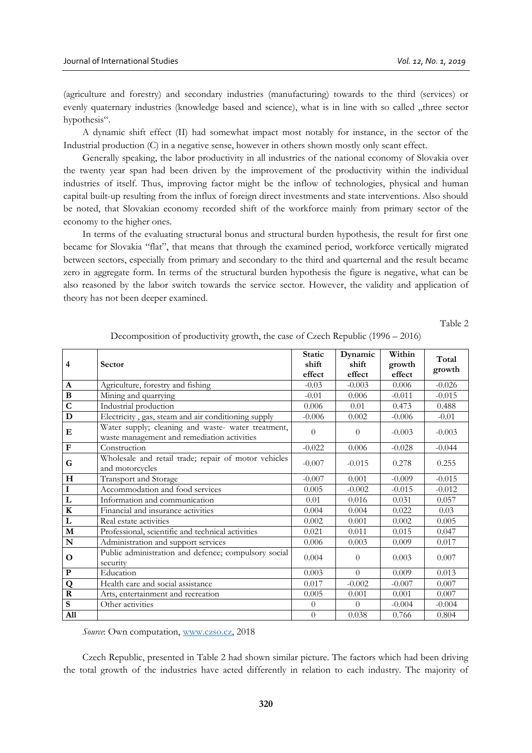(agriculture and forestry) and secondary industries (manufacturing) towards to the third (services) or evenly quaternary industries (knowledge based and science), what is in line with so called „three sector hypothesis".

A dynamic shift effect (II) had somewhat impact most notably for instance, in the sector of the Industrial production (C) in a negative sense, however in others shown mostly only scant effect.

Generally speaking, the labor productivity in all industries of the national economy of Slovakia over the twenty year span had been driven by the improvement of the productivity within the individual industries of itself. Thus, improving factor might be the inflow of technologies, physical and human capital built-up resulting from the influx of foreign direct investments and state interventions. Also should be noted, that Slovakian economy recorded shift of the workforce mainly from primary sector of the economy to the higher ones.

In terms of the evaluating structural bonus and structural burden hypothesis, the result for first one became for Slovakia "flat", that means that through the examined period, workforce vertically migrated between sectors, especially from primary and secondary to the third and quarternal and the result became zero in aggregate form. In terms of the structural burden hypothesis the figure is negative, what can be also reasoned by the labor switch towards the service sector. However, the validity and application of theory has not been deeper examined.

Table 2

Decomposition of productivity growth, the case of Czech Republic (1996 – 2016)

| 4 | Sector | Static shift effect | Dynamic shift effect | Within growth effect | Total growth |
|---|---|---|---|---|---|
| **A** | Agriculture, forestry and fishing | -0.03 | -0.003 | 0.006 | -0.026 |
| **B** | Mining and quarrying | -0.01 | 0.006 | -0.011 | -0.015 |
| **C** | Industrial production | 0.006 | 0.01 | 0.473 | 0.488 |
| **D** | Electricity , gas, steam and air conditioning supply | -0.006 | 0.002 | -0.006 | -0.01 |
| **E** | Water supply; cleaning and waste- water treatment, waste management and remediation activities | 0 | 0 | -0.003 | -0.003 |
| **F** | Construction | -0.022 | 0.006 | -0.028 | -0.044 |
| **G** | Wholesale and retail trade; repair of motor vehicles and motorcycles | -0.007 | -0.015 | 0.278 | 0.255 |
| **H** | Transport and Storage | -0.007 | 0.001 | -0.009 | -0.015 |
| **I** | Accommodation and food services | 0.005 | -0.002 | -0.015 | -0.012 |
| **L** | Information and communication | 0.01 | 0.016 | 0.031 | 0.057 |
| **K** | Financial and insurance activities | 0.004 | 0.004 | 0.022 | 0.03 |
| **L** | Real estate activities | 0.002 | 0.001 | 0.002 | 0.005 |
| **M** | Professional, scientific and technical activities | 0.021 | 0.011 | 0.015 | 0.047 |
| **N** | Administration and support services | 0.006 | 0.003 | 0.009 | 0.017 |
| **O** | Public administration and defence; compulsory social security | 0.004 | 0 | 0.003 | 0.007 |
| **P** | Education | 0.003 | 0 | 0.009 | 0.013 |
| **Q** | Health care and social assistance | 0.017 | -0.002 | -0.007 | 0.007 |
| **R** | Arts, entertainment and recreation | 0.005 | 0.001 | 0.001 | 0.007 |
| **S** | Other activities | 0 | 0 | -0.004 | -0.004 |
| **All** | | 0 | 0.038 | 0.766 | 0.804 |

*Source*: Own computation, www.czso.cz, 2018

Czech Republic, presented in Table 2 had shown similar picture. The factors which had been driving the total growth of the industries have acted differently in relation to each industry. The majority of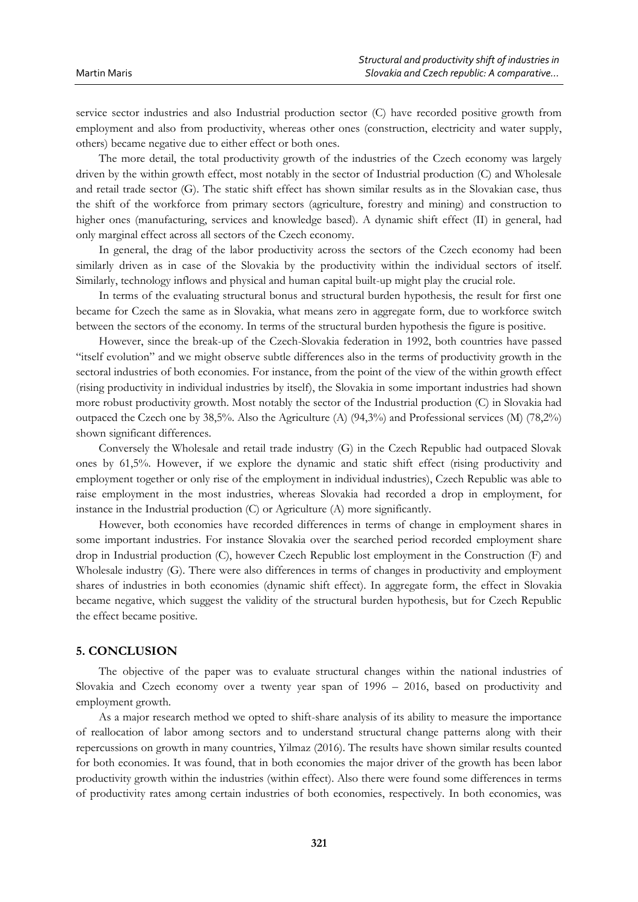service sector industries and also Industrial production sector (C) have recorded positive growth from employment and also from productivity, whereas other ones (construction, electricity and water supply, others) became negative due to either effect or both ones.

The more detail, the total productivity growth of the industries of the Czech economy was largely driven by the within growth effect, most notably in the sector of Industrial production (C) and Wholesale and retail trade sector (G). The static shift effect has shown similar results as in the Slovakian case, thus the shift of the workforce from primary sectors (agriculture, forestry and mining) and construction to higher ones (manufacturing, services and knowledge based). A dynamic shift effect (II) in general, had only marginal effect across all sectors of the Czech economy.

In general, the drag of the labor productivity across the sectors of the Czech economy had been similarly driven as in case of the Slovakia by the productivity within the individual sectors of itself. Similarly, technology inflows and physical and human capital built-up might play the crucial role.

In terms of the evaluating structural bonus and structural burden hypothesis, the result for first one became for Czech the same as in Slovakia, what means zero in aggregate form, due to workforce switch between the sectors of the economy. In terms of the structural burden hypothesis the figure is positive.

However, since the break-up of the Czech-Slovakia federation in 1992, both countries have passed "itself evolution" and we might observe subtle differences also in the terms of productivity growth in the sectoral industries of both economies. For instance, from the point of the view of the within growth effect (rising productivity in individual industries by itself), the Slovakia in some important industries had shown more robust productivity growth. Most notably the sector of the Industrial production (C) in Slovakia had outpaced the Czech one by 38,5%. Also the Agriculture (A) (94,3%) and Professional services (M) (78,2%) shown significant differences.

Conversely the Wholesale and retail trade industry (G) in the Czech Republic had outpaced Slovak ones by 61,5%. However, if we explore the dynamic and static shift effect (rising productivity and employment together or only rise of the employment in individual industries), Czech Republic was able to raise employment in the most industries, whereas Slovakia had recorded a drop in employment, for instance in the Industrial production (C) or Agriculture (A) more significantly.

However, both economies have recorded differences in terms of change in employment shares in some important industries. For instance Slovakia over the searched period recorded employment share drop in Industrial production (C), however Czech Republic lost employment in the Construction (F) and Wholesale industry (G). There were also differences in terms of changes in productivity and employment shares of industries in both economies (dynamic shift effect). In aggregate form, the effect in Slovakia became negative, which suggest the validity of the structural burden hypothesis, but for Czech Republic the effect became positive.

## 5. CONCLUSION

The objective of the paper was to evaluate structural changes within the national industries of Slovakia and Czech economy over a twenty year span of 1996 – 2016, based on productivity and employment growth.

As a major research method we opted to shift-share analysis of its ability to measure the importance of reallocation of labor among sectors and to understand structural change patterns along with their repercussions on growth in many countries, Yilmaz (2016). The results have shown similar results counted for both economies. It was found, that in both economies the major driver of the growth has been labor productivity growth within the industries (within effect). Also there were found some differences in terms of productivity rates among certain industries of both economies, respectively. In both economies, was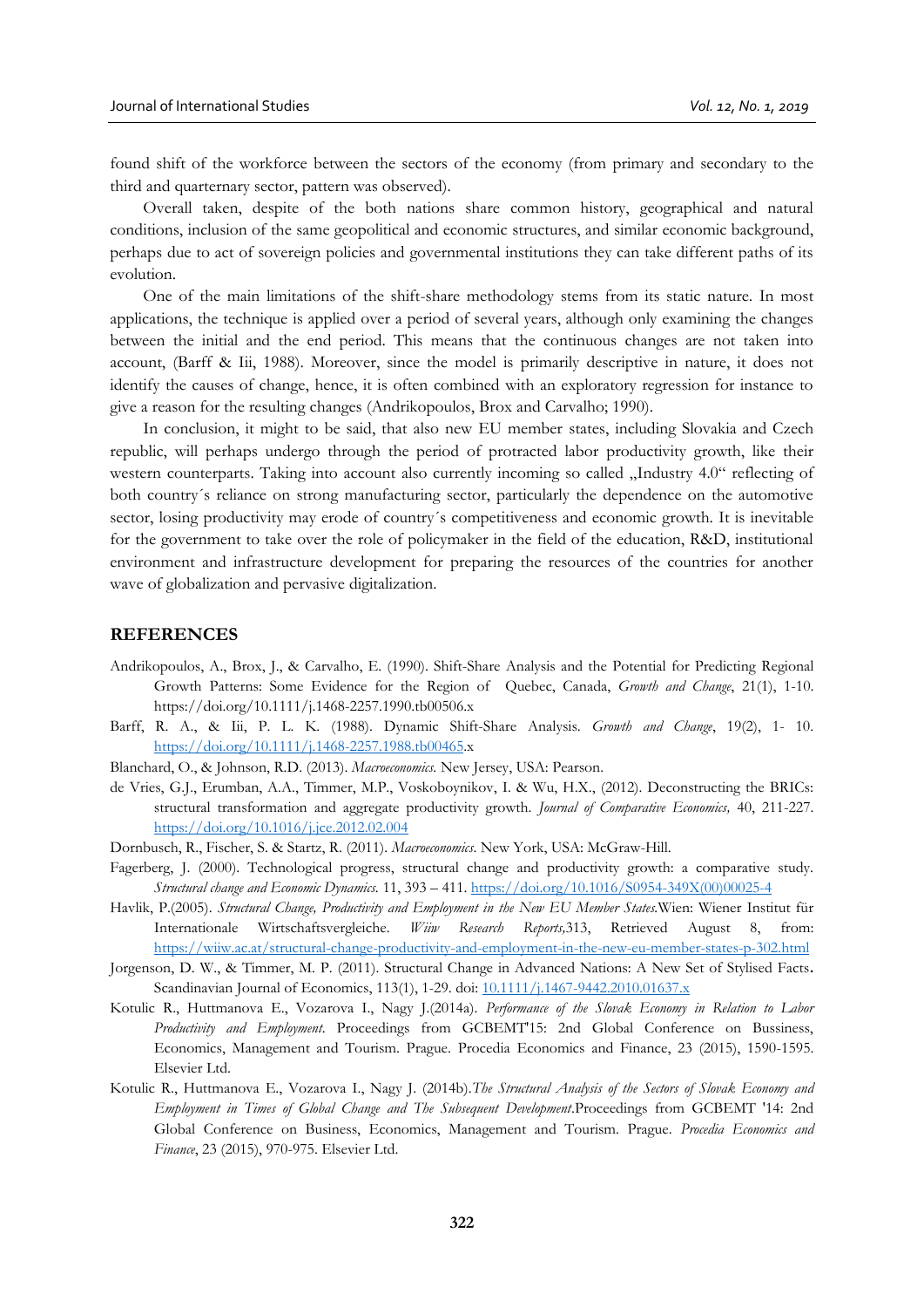found shift of the workforce between the sectors of the economy (from primary and secondary to the third and quarternary sector, pattern was observed).

Overall taken, despite of the both nations share common history, geographical and natural conditions, inclusion of the same geopolitical and economic structures, and similar economic background, perhaps due to act of sovereign policies and governmental institutions they can take different paths of its evolution.

One of the main limitations of the shift-share methodology stems from its static nature. In most applications, the technique is applied over a period of several years, although only examining the changes between the initial and the end period. This means that the continuous changes are not taken into account, (Barff & Iii, 1988). Moreover, since the model is primarily descriptive in nature, it does not identify the causes of change, hence, it is often combined with an exploratory regression for instance to give a reason for the resulting changes (Andrikopoulos, Brox and Carvalho; 1990).

In conclusion, it might to be said, that also new EU member states, including Slovakia and Czech republic, will perhaps undergo through the period of protracted labor productivity growth, like their western counterparts. Taking into account also currently incoming so called „Industry 4.0" reflecting of both country´s reliance on strong manufacturing sector, particularly the dependence on the automotive sector, losing productivity may erode of country´s competitiveness and economic growth. It is inevitable for the government to take over the role of policymaker in the field of the education, R&D, institutional environment and infrastructure development for preparing the resources of the countries for another wave of globalization and pervasive digitalization.

## REFERENCES

Andrikopoulos, A., Brox, J., & Carvalho, E. (1990). Shift-Share Analysis and the Potential for Predicting Regional Growth Patterns: Some Evidence for the Region of Quebec, Canada, *Growth and Change*, 21(1), 1-10. https://doi.org/10.1111/j.1468-2257.1990.tb00506.x

Barff, R. A., & Iii, P. L. K. (1988). Dynamic Shift-Share Analysis. *Growth and Change*, 19(2), 1- 10. https://doi.org/10.1111/j.1468-2257.1988.tb00465.x

Blanchard, O., & Johnson, R.D. (2013). *Macroeconomics*. New Jersey, USA: Pearson.

de Vries, G.J., Erumban, A.A., Timmer, M.P., Voskoboynikov, I. & Wu, H.X., (2012). Deconstructing the BRICs: structural transformation and aggregate productivity growth. *Journal of Comparative Economics,* 40, 211-227. https://doi.org/10.1016/j.jce.2012.02.004

Dornbusch, R., Fischer, S. & Startz, R. (2011). *Macroeconomics*. New York, USA: McGraw-Hill.

Fagerberg, J. (2000). Technological progress, structural change and productivity growth: a comparative study. *Structural change and Economic Dynamics.* 11, 393 – 411. https://doi.org/10.1016/S0954-349X(00)00025-4

Havlik, P.(2005). *Structural Change, Productivity and Employment in the New EU Member States.*Wien: Wiener Institut für Internationale Wirtschaftsvergleiche. *Wiiw Research Reports,*313, Retrieved August 8, from: https://wiiw.ac.at/structural-change-productivity-and-employment-in-the-new-eu-member-states-p-302.html

Jorgenson, D. W., & Timmer, M. P. (2011). Structural Change in Advanced Nations: A New Set of Stylised Facts. Scandinavian Journal of Economics, 113(1), 1-29. doi: 10.1111/j.1467-9442.2010.01637.x

Kotulic R., Huttmanova E., Vozarova I., Nagy J.(2014a). *Performance of the Slovak Economy in Relation to Labor Productivity and Employment*. Proceedings from GCBEMT'15: 2nd Global Conference on Bussiness, Economics, Management and Tourism. Prague. Procedia Economics and Finance, 23 (2015), 1590-1595. Elsevier Ltd.

Kotulic R., Huttmanova E., Vozarova I., Nagy J. (2014b).*The Structural Analysis of the Sectors of Slovak Economy and Employment in Times of Global Change and The Subsequent Development*.Proceedings from GCBEMT '14: 2nd Global Conference on Business, Economics, Management and Tourism. Prague. *Procedia Economics and Finance*, 23 (2015), 970-975. Elsevier Ltd.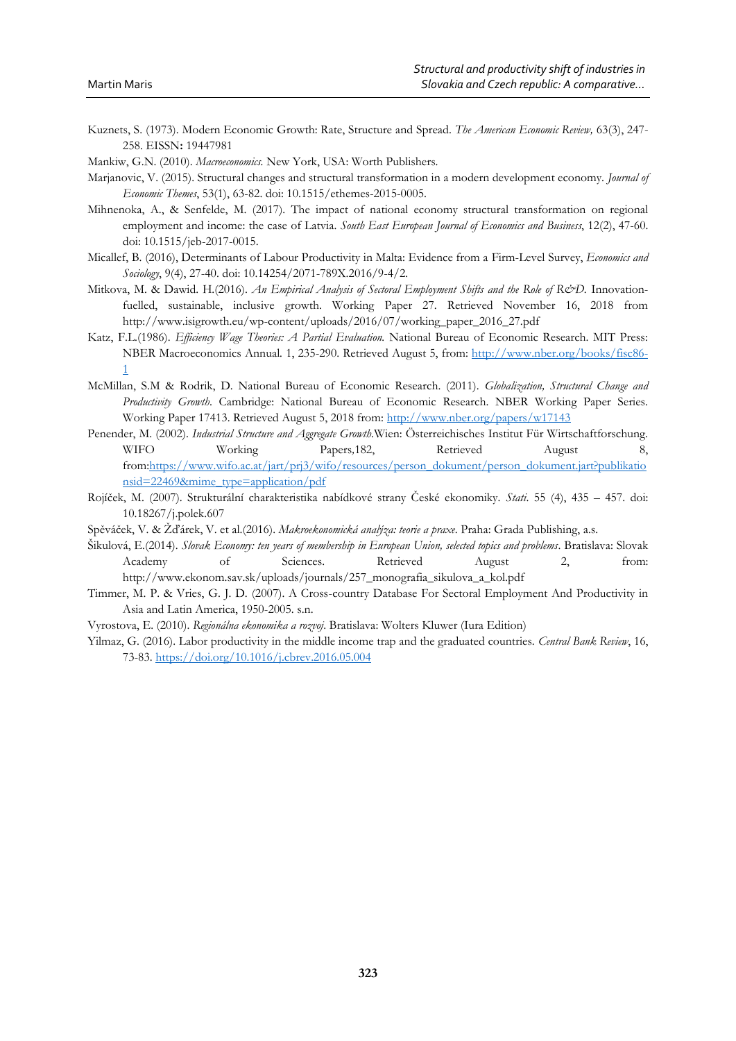Kuznets, S. (1973). Modern Economic Growth: Rate, Structure and Spread. *The American Economic Review,* 63(3), 247-258. EISSN**:** 19447981

Mankiw, G.N. (2010). *Macroeconomics.* New York, USA: Worth Publishers.

Marjanovic, V. (2015). Structural changes and structural transformation in a modern development economy. *Journal of Economic Themes*, 53(1), 63-82. doi: 10.1515/ethemes-2015-0005.

Mihnenoka, A., & Senfelde, M. (2017). The impact of national economy structural transformation on regional employment and income: the case of Latvia. *South East European Journal of Economics and Business*, 12(2), 47-60. doi: 10.1515/jeb-2017-0015.

Micallef, B. (2016), Determinants of Labour Productivity in Malta: Evidence from a Firm-Level Survey, *Economics and Sociology*, 9(4), 27-40. doi: 10.14254/2071-789X.2016/9-4/2.

Mitkova, M. & Dawid. H.(2016). *An Empirical Analysis of Sectoral Employment Shifts and the Role of R&D.* Innovation-fuelled, sustainable, inclusive growth. Working Paper 27. Retrieved November 16, 2018 from http://www.isigrowth.eu/wp-content/uploads/2016/07/working_paper_2016_27.pdf

Katz, F.L.(1986). *Efficiency Wage Theories: A Partial Evaluation.* National Bureau of Economic Research. MIT Press: NBER Macroeconomics Annual. 1, 235-290. Retrieved August 5, from: http://www.nber.org/books/fisc86-1

McMillan, S.M & Rodrik, D. National Bureau of Economic Research. (2011). *Globalization, Structural Change and Productivity Growth*. Cambridge: National Bureau of Economic Research. NBER Working Paper Series. Working Paper 17413. Retrieved August 5, 2018 from: http://www.nber.org/papers/w17143

Penender, M. (2002). *Industrial Structure and Aggregate Growth.*Wien: Österreichisches Institut Für Wirtschaftforschung. WIFO Working Papers,182, Retrieved August 8, from:https://www.wifo.ac.at/jart/prj3/wifo/resources/person_dokument/person_dokument.jart?publikationsid=22469&mime_type=application/pdf

Rojíček, M. (2007). Strukturální charakteristika nabídkové strany České ekonomiky. *Stati*. 55 (4), 435 – 457. doi: 10.18267/j.polek.607

Spěváček, V. & Žďárek, V. et al.(2016). *Makroekonomická analýza: teorie a praxe*. Praha: Grada Publishing, a.s.

Šikulová, E.(2014). *Slovak Economy: ten years of membership in European Union, selected topics and problems*. Bratislava: Slovak Academy of Sciences. Retrieved August 2, from: http://www.ekonom.sav.sk/uploads/journals/257_monografia_sikulova_a_kol.pdf

Timmer, M. P. & Vries, G. J. D. (2007). A Cross-country Database For Sectoral Employment And Productivity in Asia and Latin America, 1950-2005. s.n.

Vyrostova, E. (2010). *Regionálna ekonomika a rozvoj*. Bratislava: Wolters Kluwer (Iura Edition)

Yilmaz, G. (2016). Labor productivity in the middle income trap and the graduated countries. *Central Bank Review*, 16, 73-83. https://doi.org/10.1016/j.cbrev.2016.05.004